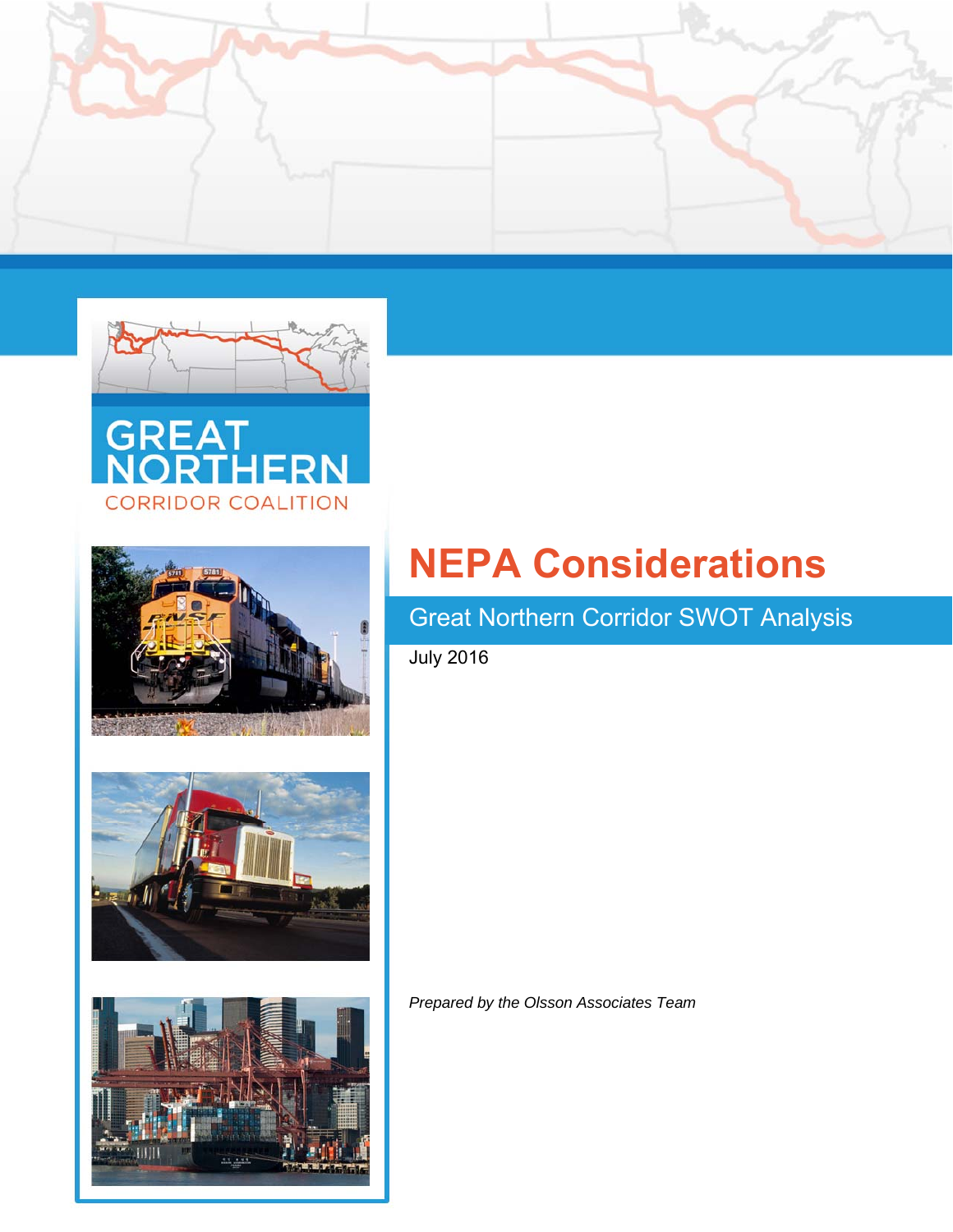GREAT NORTHERN

CORRIDOR COALITION

# NEPA Considerations

## Great Northern Corridor SWOT Analysis

July 2016

*Prepared by the Olsson Associates Team*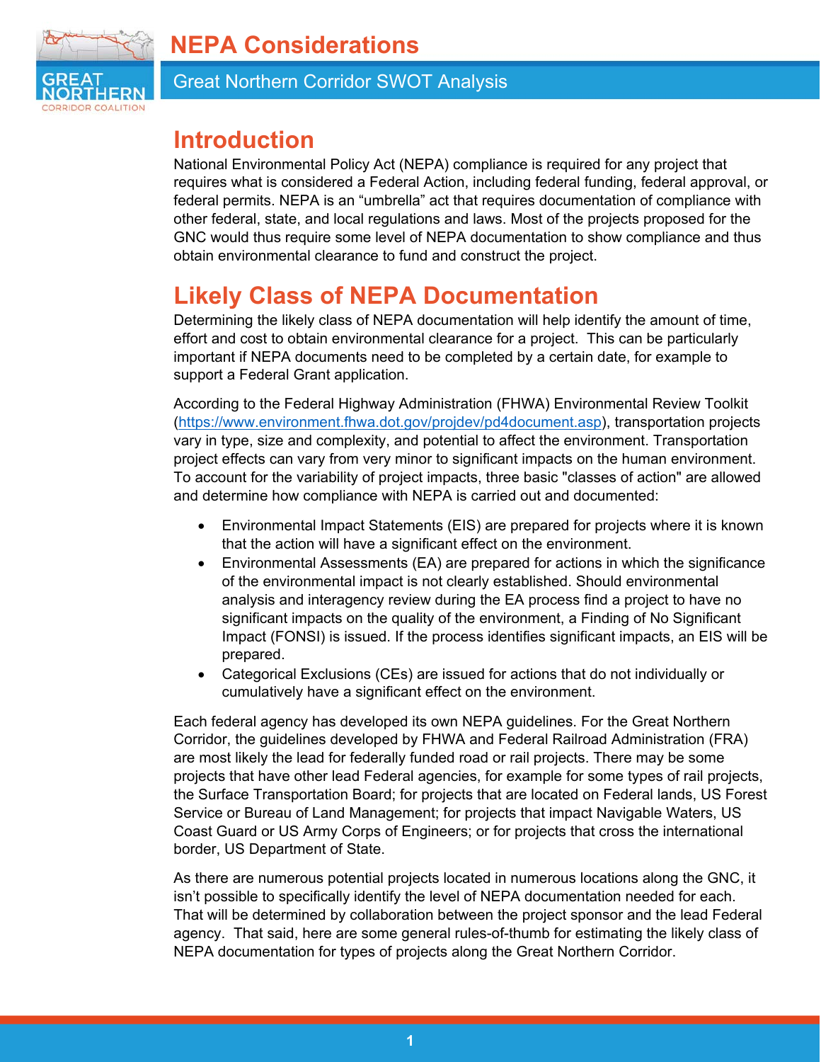# NEPA Considerations

## Great Northern Corridor SWOT Analysis

## Introduction

National Environmental Policy Act (NEPA) compliance is required for any project that requires what is considered a Federal Action, including federal funding, federal approval, or federal permits. NEPA is an "umbrella" act that requires documentation of compliance with other federal, state, and local regulations and laws. Most of the projects proposed for the GNC would thus require some level of NEPA documentation to show compliance and thus obtain environmental clearance to fund and construct the project.

## Likely Class of NEPA Documentation

Determining the likely class of NEPA documentation will help identify the amount of time, effort and cost to obtain environmental clearance for a project. This can be particularly important if NEPA documents need to be completed by a certain date, for example to support a Federal Grant application.

According to the Federal Highway Administration (FHWA) Environmental Review Toolkit (https://www.environment.fhwa.dot.gov/projdev/pd4document.asp), transportation projects vary in type, size and complexity, and potential to affect the environment. Transportation project effects can vary from very minor to significant impacts on the human environment. To account for the variability of project impacts, three basic "classes of action" are allowed and determine how compliance with NEPA is carried out and documented:

- Environmental Impact Statements (EIS) are prepared for projects where it is known that the action will have a significant effect on the environment.
- Environmental Assessments (EA) are prepared for actions in which the significance of the environmental impact is not clearly established. Should environmental analysis and interagency review during the EA process find a project to have no significant impacts on the quality of the environment, a Finding of No Significant Impact (FONSI) is issued. If the process identifies significant impacts, an EIS will be prepared.
- Categorical Exclusions (CEs) are issued for actions that do not individually or cumulatively have a significant effect on the environment.

Each federal agency has developed its own NEPA guidelines. For the Great Northern Corridor, the guidelines developed by FHWA and Federal Railroad Administration (FRA) are most likely the lead for federally funded road or rail projects. There may be some projects that have other lead Federal agencies, for example for some types of rail projects, the Surface Transportation Board; for projects that are located on Federal lands, US Forest Service or Bureau of Land Management; for projects that impact Navigable Waters, US Coast Guard or US Army Corps of Engineers; or for projects that cross the international border, US Department of State.

As there are numerous potential projects located in numerous locations along the GNC, it isn't possible to specifically identify the level of NEPA documentation needed for each. That will be determined by collaboration between the project sponsor and the lead Federal agency. That said, here are some general rules-of-thumb for estimating the likely class of NEPA documentation for types of projects along the Great Northern Corridor.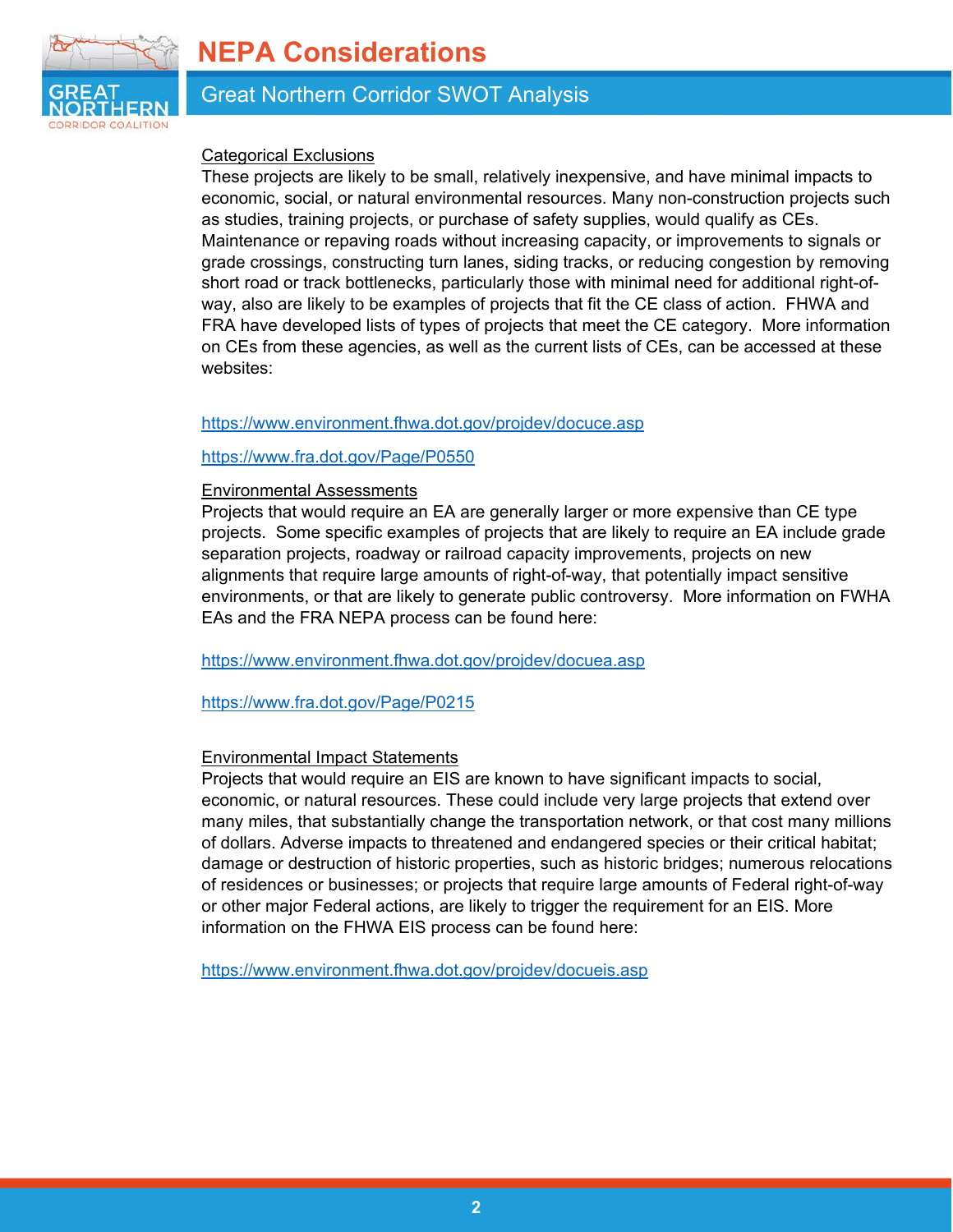Categorical Exclusions

These projects are likely to be small, relatively inexpensive, and have minimal impacts to economic, social, or natural environmental resources. Many non-construction projects such as studies, training projects, or purchase of safety supplies, would qualify as CEs. Maintenance or repaving roads without increasing capacity, or improvements to signals or grade crossings, constructing turn lanes, siding tracks, or reducing congestion by removing short road or track bottlenecks, particularly those with minimal need for additional right-of-way, also are likely to be examples of projects that fit the CE class of action. FHWA and FRA have developed lists of types of projects that meet the CE category. More information on CEs from these agencies, as well as the current lists of CEs, can be accessed at these websites:

https://www.environment.fhwa.dot.gov/projdev/docuce.asp

https://www.fra.dot.gov/Page/P0550

Environmental Assessments

Projects that would require an EA are generally larger or more expensive than CE type projects. Some specific examples of projects that are likely to require an EA include grade separation projects, roadway or railroad capacity improvements, projects on new alignments that require large amounts of right-of-way, that potentially impact sensitive environments, or that are likely to generate public controversy. More information on FWHA EAs and the FRA NEPA process can be found here:

https://www.environment.fhwa.dot.gov/projdev/docuea.asp

https://www.fra.dot.gov/Page/P0215

Environmental Impact Statements

Projects that would require an EIS are known to have significant impacts to social, economic, or natural resources. These could include very large projects that extend over many miles, that substantially change the transportation network, or that cost many millions of dollars. Adverse impacts to threatened and endangered species or their critical habitat; damage or destruction of historic properties, such as historic bridges; numerous relocations of residences or businesses; or projects that require large amounts of Federal right-of-way or other major Federal actions, are likely to trigger the requirement for an EIS. More information on the FHWA EIS process can be found here:

https://www.environment.fhwa.dot.gov/projdev/docueis.asp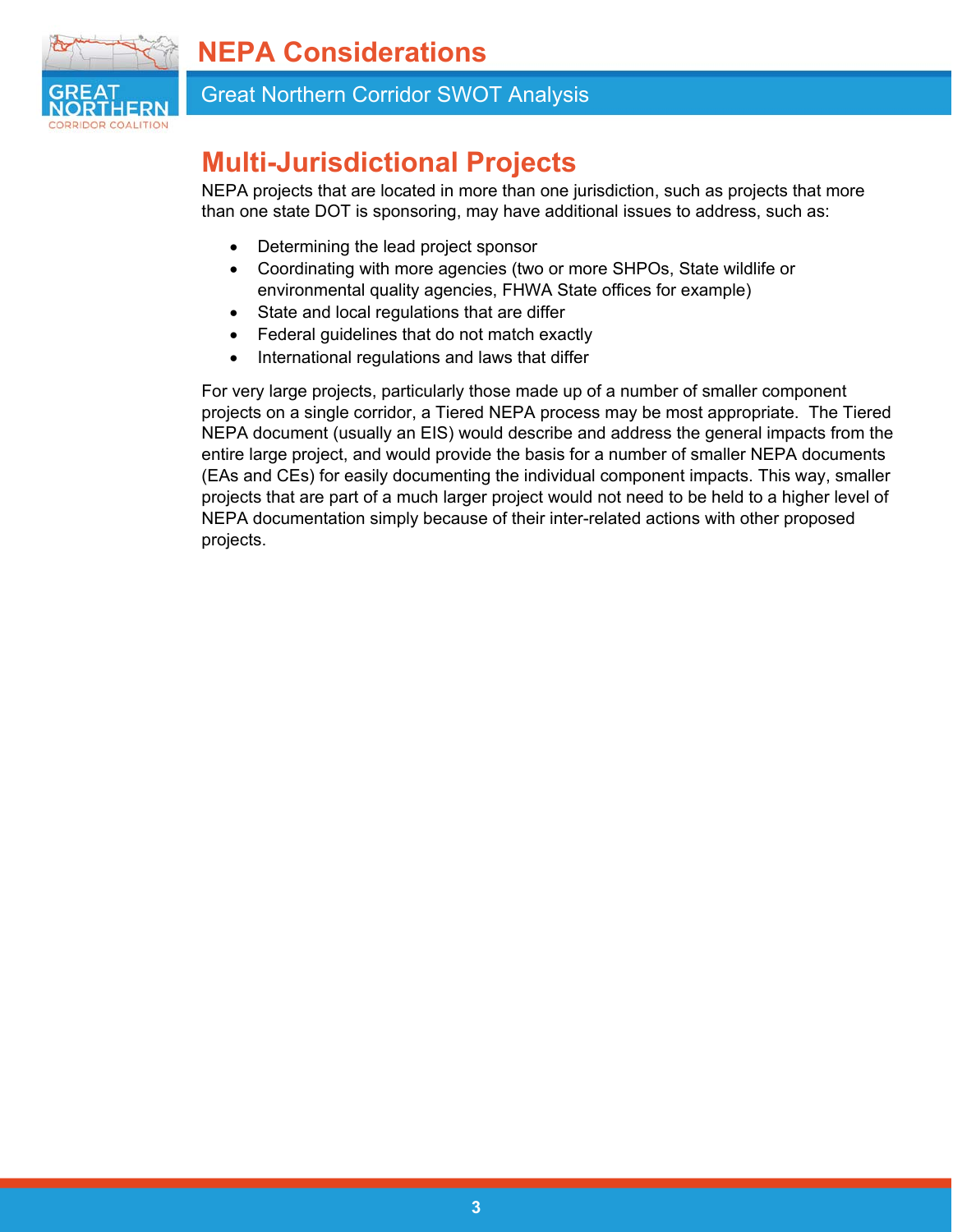## Multi-Jurisdictional Projects

NEPA projects that are located in more than one jurisdiction, such as projects that more than one state DOT is sponsoring, may have additional issues to address, such as:

- Determining the lead project sponsor
- Coordinating with more agencies (two or more SHPOs, State wildlife or environmental quality agencies, FHWA State offices for example)
- State and local regulations that are differ
- Federal guidelines that do not match exactly
- International regulations and laws that differ

For very large projects, particularly those made up of a number of smaller component projects on a single corridor, a Tiered NEPA process may be most appropriate. The Tiered NEPA document (usually an EIS) would describe and address the general impacts from the entire large project, and would provide the basis for a number of smaller NEPA documents (EAs and CEs) for easily documenting the individual component impacts. This way, smaller projects that are part of a much larger project would not need to be held to a higher level of NEPA documentation simply because of their inter-related actions with other proposed projects.